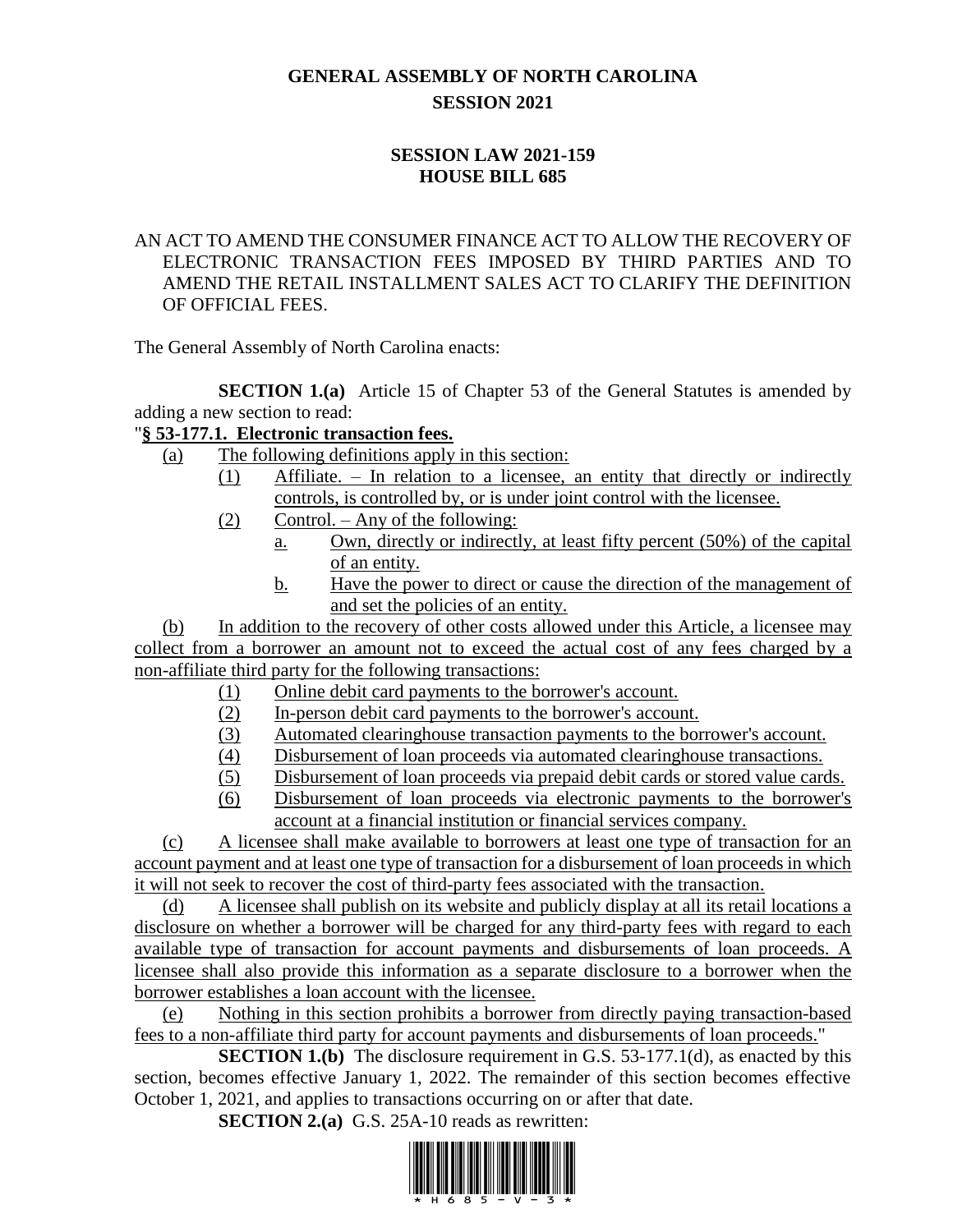# GENERAL ASSEMBLY OF NORTH CAROLINA
## SESSION 2021

## SESSION LAW 2021-159
## HOUSE BILL 685

AN ACT TO AMEND THE CONSUMER FINANCE ACT TO ALLOW THE RECOVERY OF ELECTRONIC TRANSACTION FEES IMPOSED BY THIRD PARTIES AND TO AMEND THE RETAIL INSTALLMENT SALES ACT TO CLARIFY THE DEFINITION OF OFFICIAL FEES.

The General Assembly of North Carolina enacts:

**SECTION 1.(a)** Article 15 of Chapter 53 of the General Statutes is amended by adding a new section to read:

"**§ 53-177.1. Electronic transaction fees.**

(a) The following definitions apply in this section:

(1) Affiliate. – In relation to a licensee, an entity that directly or indirectly controls, is controlled by, or is under joint control with the licensee.

(2) Control. – Any of the following:

a. Own, directly or indirectly, at least fifty percent (50%) of the capital of an entity.

b. Have the power to direct or cause the direction of the management of and set the policies of an entity.

(b) In addition to the recovery of other costs allowed under this Article, a licensee may collect from a borrower an amount not to exceed the actual cost of any fees charged by a non-affiliate third party for the following transactions:

(1) Online debit card payments to the borrower's account.

(2) In-person debit card payments to the borrower's account.

(3) Automated clearinghouse transaction payments to the borrower's account.

(4) Disbursement of loan proceeds via automated clearinghouse transactions.

(5) Disbursement of loan proceeds via prepaid debit cards or stored value cards.

(6) Disbursement of loan proceeds via electronic payments to the borrower's account at a financial institution or financial services company.

(c) A licensee shall make available to borrowers at least one type of transaction for an account payment and at least one type of transaction for a disbursement of loan proceeds in which it will not seek to recover the cost of third-party fees associated with the transaction.

(d) A licensee shall publish on its website and publicly display at all its retail locations a disclosure on whether a borrower will be charged for any third-party fees with regard to each available type of transaction for account payments and disbursements of loan proceeds. A licensee shall also provide this information as a separate disclosure to a borrower when the borrower establishes a loan account with the licensee.

(e) Nothing in this section prohibits a borrower from directly paying transaction-based fees to a non-affiliate third party for account payments and disbursements of loan proceeds."

**SECTION 1.(b)** The disclosure requirement in G.S. 53-177.1(d), as enacted by this section, becomes effective January 1, 2022. The remainder of this section becomes effective October 1, 2021, and applies to transactions occurring on or after that date.

**SECTION 2.(a)** G.S. 25A-10 reads as rewritten: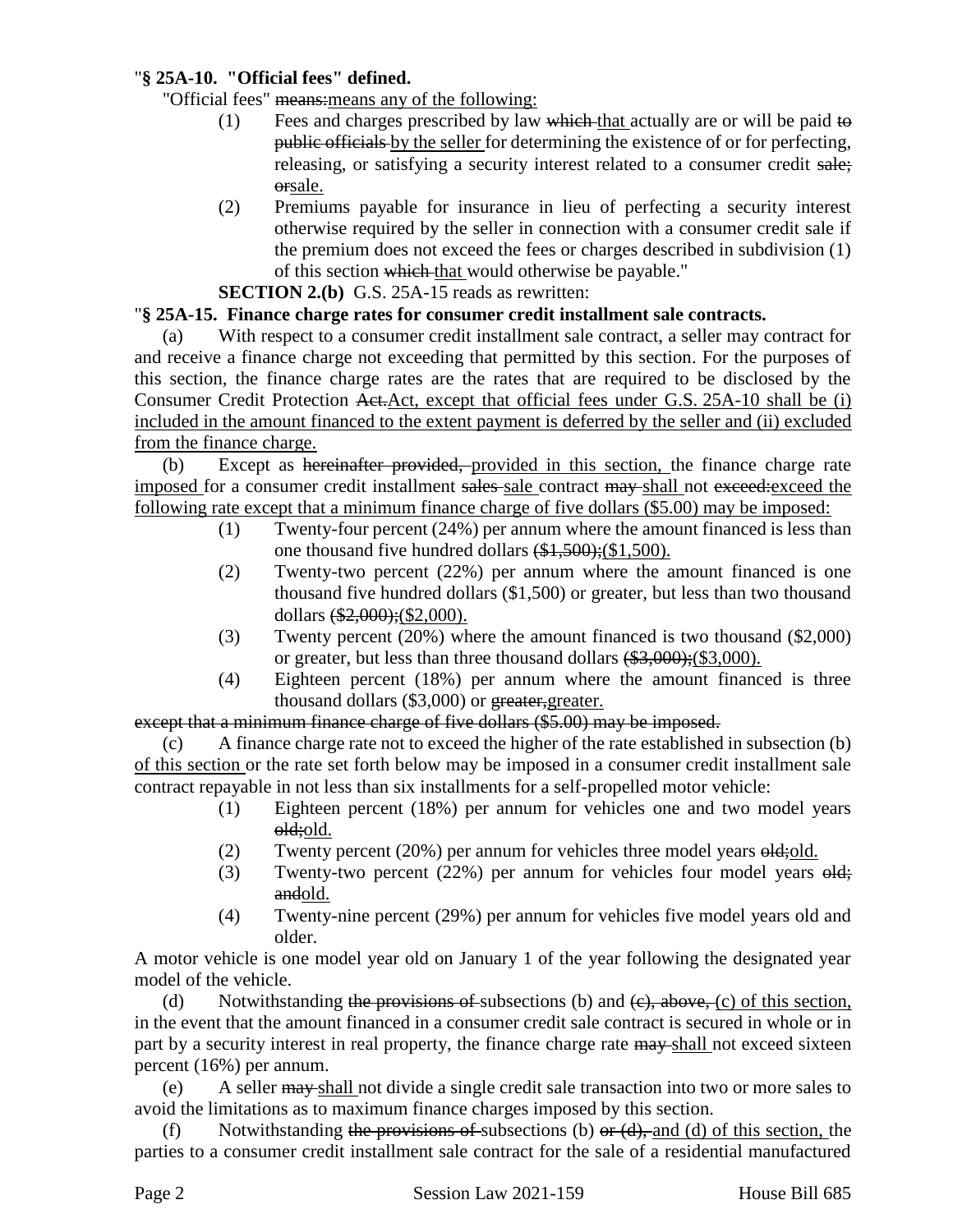"**§ 25A-10. "Official fees" defined.**

"Official fees" ~~means:~~<u>means any of the following:</u>

(1) Fees and charges prescribed by law ~~which~~ <u>that</u> actually are or will be paid ~~to public officials~~ <u>by the seller</u> for determining the existence of or for perfecting, releasing, or satisfying a security interest related to a consumer credit ~~sale; or~~<u>sale.</u>

(2) Premiums payable for insurance in lieu of perfecting a security interest otherwise required by the seller in connection with a consumer credit sale if the premium does not exceed the fees or charges described in subdivision (1) of this section ~~which~~ <u>that</u> would otherwise be payable."

**SECTION 2.(b)** G.S. 25A-15 reads as rewritten:

"**§ 25A-15. Finance charge rates for consumer credit installment sale contracts.**

(a) With respect to a consumer credit installment sale contract, a seller may contract for and receive a finance charge not exceeding that permitted by this section. For the purposes of this section, the finance charge rates are the rates that are required to be disclosed by the Consumer Credit Protection ~~Act.~~<u>Act, except that official fees under G.S. 25A-10 shall be (i) included in the amount financed to the extent payment is deferred by the seller and (ii) excluded from the finance charge.</u>

(b) Except as ~~hereinafter provided,~~ <u>provided in this section,</u> the finance charge rate <u>imposed</u> for a consumer credit installment ~~sales~~ <u>sale</u> contract ~~may~~ <u>shall</u> not ~~exceed:~~<u>exceed the following rate except that a minimum finance charge of five dollars ($5.00) may be imposed:</u>

(1) Twenty-four percent (24%) per annum where the amount financed is less than one thousand five hundred dollars ~~($1,500);~~<u>($1,500).</u>

(2) Twenty-two percent (22%) per annum where the amount financed is one thousand five hundred dollars ($1,500) or greater, but less than two thousand dollars ~~($2,000);~~<u>($2,000).</u>

(3) Twenty percent (20%) where the amount financed is two thousand ($2,000) or greater, but less than three thousand dollars ~~($3,000);~~<u>($3,000).</u>

(4) Eighteen percent (18%) per annum where the amount financed is three thousand dollars ($3,000) or ~~greater,~~<u>greater.</u>

~~except that a minimum finance charge of five dollars ($5.00) may be imposed.~~

(c) A finance charge rate not to exceed the higher of the rate established in subsection (b) <u>of this section</u> or the rate set forth below may be imposed in a consumer credit installment sale contract repayable in not less than six installments for a self-propelled motor vehicle:

(1) Eighteen percent (18%) per annum for vehicles one and two model years ~~old;~~<u>old.</u>

(2) Twenty percent (20%) per annum for vehicles three model years ~~old;~~<u>old.</u>

(3) Twenty-two percent (22%) per annum for vehicles four model years ~~old; and~~<u>old.</u>

(4) Twenty-nine percent (29%) per annum for vehicles five model years old and older.

A motor vehicle is one model year old on January 1 of the year following the designated year model of the vehicle.

(d) Notwithstanding ~~the provisions of~~ subsections (b) and ~~(c), above,~~ <u>(c) of this section,</u> in the event that the amount financed in a consumer credit sale contract is secured in whole or in part by a security interest in real property, the finance charge rate ~~may~~ <u>shall</u> not exceed sixteen percent (16%) per annum.

(e) A seller ~~may~~ <u>shall</u> not divide a single credit sale transaction into two or more sales to avoid the limitations as to maximum finance charges imposed by this section.

(f) Notwithstanding ~~the provisions of~~ subsections (b) ~~or (d),~~ <u>and (d) of this section,</u> the parties to a consumer credit installment sale contract for the sale of a residential manufactured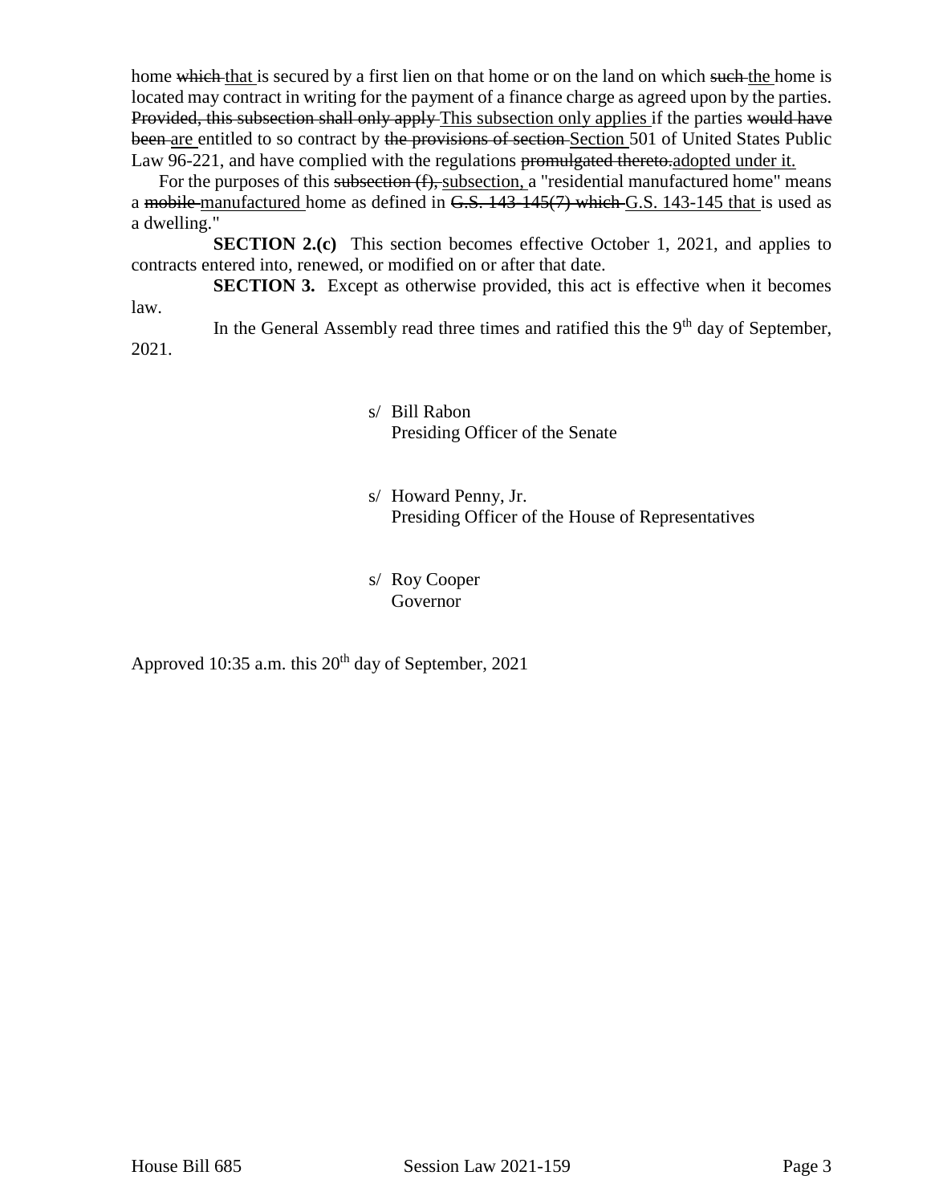home ~~which~~ that is secured by a first lien on that home or on the land on which ~~such~~ the home is located may contract in writing for the payment of a finance charge as agreed upon by the parties. ~~Provided, this subsection shall only apply~~ This subsection only applies if the parties ~~would have been~~ are entitled to so contract by ~~the provisions of section~~ Section 501 of United States Public Law 96-221, and have complied with the regulations ~~promulgated thereto.~~adopted under it.

For the purposes of this ~~subsection (f),~~ subsection, a "residential manufactured home" means a ~~mobile~~ manufactured home as defined in ~~G.S. 143-145(7) which~~ G.S. 143-145 that is used as a dwelling."

**SECTION 2.(c)** This section becomes effective October 1, 2021, and applies to contracts entered into, renewed, or modified on or after that date.

**SECTION 3.** Except as otherwise provided, this act is effective when it becomes law.

In the General Assembly read three times and ratified this the 9th day of September, 2021.

s/ Bill Rabon
Presiding Officer of the Senate

s/ Howard Penny, Jr.
Presiding Officer of the House of Representatives

s/ Roy Cooper
Governor

Approved 10:35 a.m. this 20th day of September, 2021